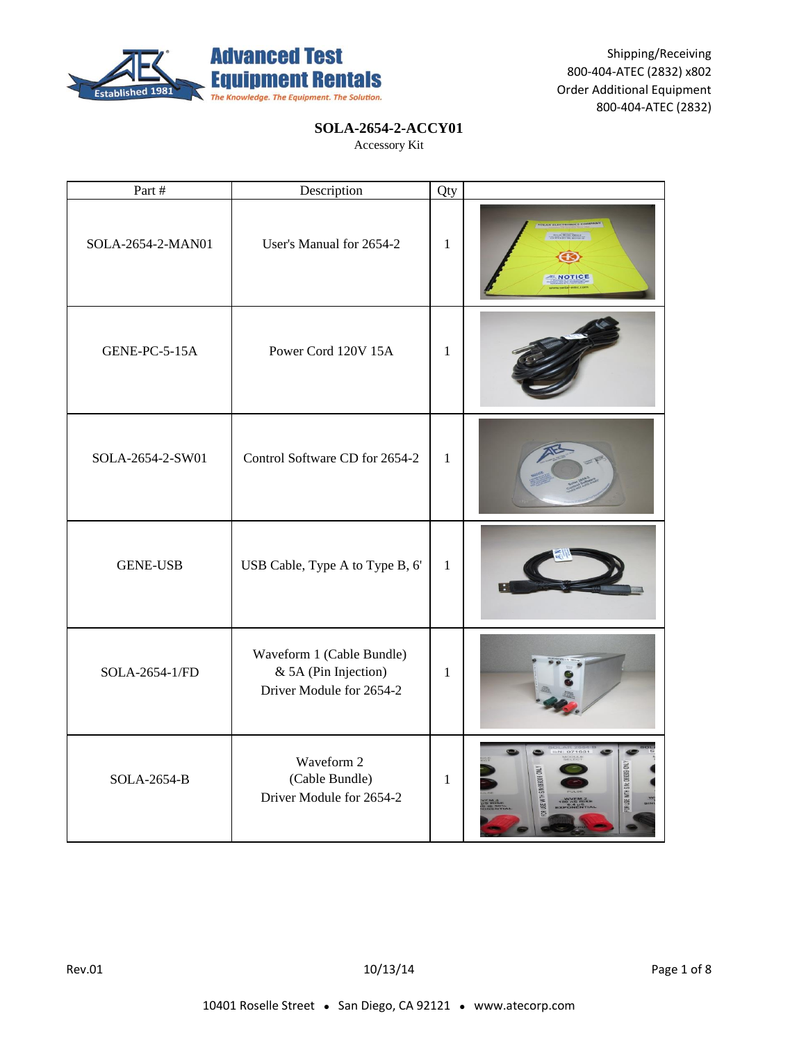Advanced Test Equipment Rentals

*The Knowledge. The Equipment. The Solution.*

Established 1981

Shipping/Receiving
800-404-ATEC (2832) x802
Order Additional Equipment
800-404-ATEC (2832)

# SOLA-2654-2-ACCY01

Accessory Kit

| Part # | Description | Qty | |
|---|---|---|---|
| SOLA-2654-2-MAN01 | User's Manual for 2654-2 | 1 | |
| GENE-PC-5-15A | Power Cord 120V 15A | 1 | |
| SOLA-2654-2-SW01 | Control Software CD for 2654-2 | 1 | |
| GENE-USB | USB Cable, Type A to Type B, 6' | 1 | |
| SOLA-2654-1/FD | Waveform 1 (Cable Bundle) & 5A (Pin Injection) Driver Module for 2654-2 | 1 | |
| SOLA-2654-B | Waveform 2 (Cable Bundle) Driver Module for 2654-2 | 1 | |

Rev.01 10/13/14

10401 Roselle Street • San Diego, CA 92121 • www.atecorp.com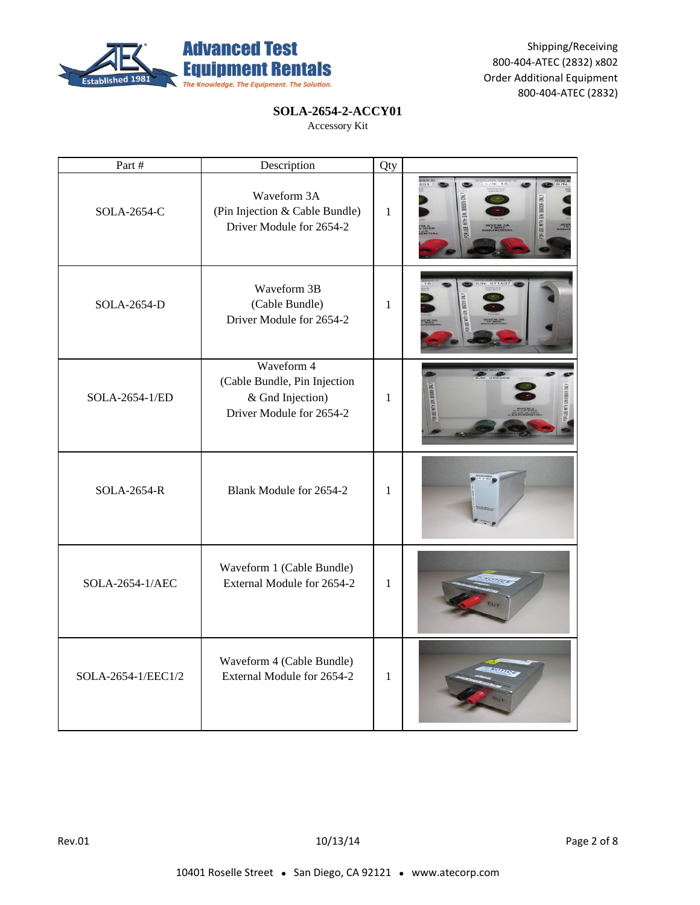**SOLA-2654-2-ACCY01**

Accessory Kit

| Part # | Description | Qty | |
|---|---|---|---|
| SOLA-2654-C | Waveform 3A (Pin Injection & Cable Bundle) Driver Module for 2654-2 | 1 | |
| SOLA-2654-D | Waveform 3B (Cable Bundle) Driver Module for 2654-2 | 1 | |
| SOLA-2654-1/ED | Waveform 4 (Cable Bundle, Pin Injection & Gnd Injection) Driver Module for 2654-2 | 1 | |
| SOLA-2654-R | Blank Module for 2654-2 | 1 | |
| SOLA-2654-1/AEC | Waveform 1 (Cable Bundle) External Module for 2654-2 | 1 | |
| SOLA-2654-1/EEC1/2 | Waveform 4 (Cable Bundle) External Module for 2654-2 | 1 | |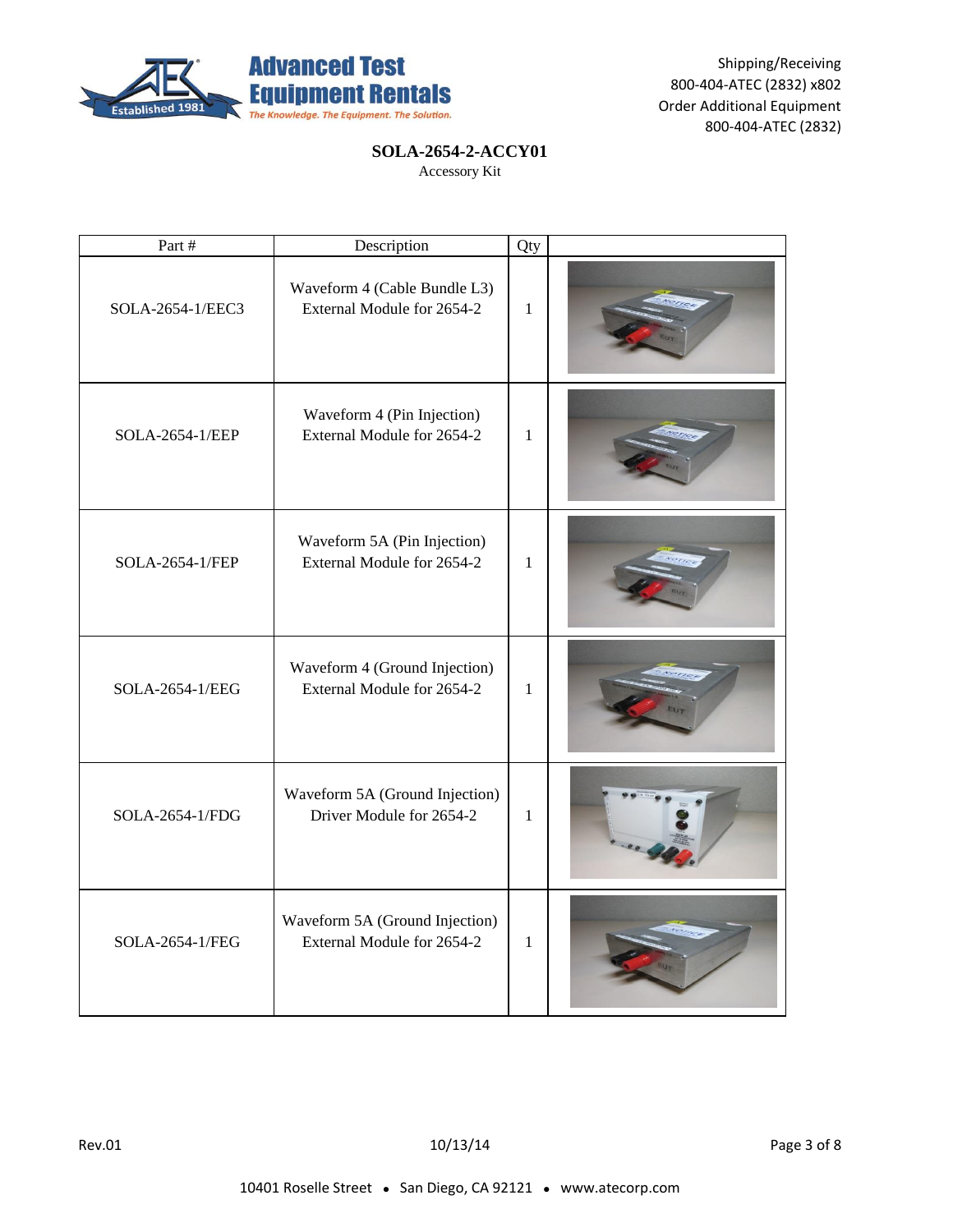**SOLA-2654-2-ACCY01**

Accessory Kit

| Part # | Description | Qty | |
|---|---|---|---|
| SOLA-2654-1/EEC3 | Waveform 4 (Cable Bundle L3) External Module for 2654-2 | 1 | |
| SOLA-2654-1/EEP | Waveform 4 (Pin Injection) External Module for 2654-2 | 1 | |
| SOLA-2654-1/FEP | Waveform 5A (Pin Injection) External Module for 2654-2 | 1 | |
| SOLA-2654-1/EEG | Waveform 4 (Ground Injection) External Module for 2654-2 | 1 | |
| SOLA-2654-1/FDG | Waveform 5A (Ground Injection) Driver Module for 2654-2 | 1 | |
| SOLA-2654-1/FEG | Waveform 5A (Ground Injection) External Module for 2654-2 | 1 | |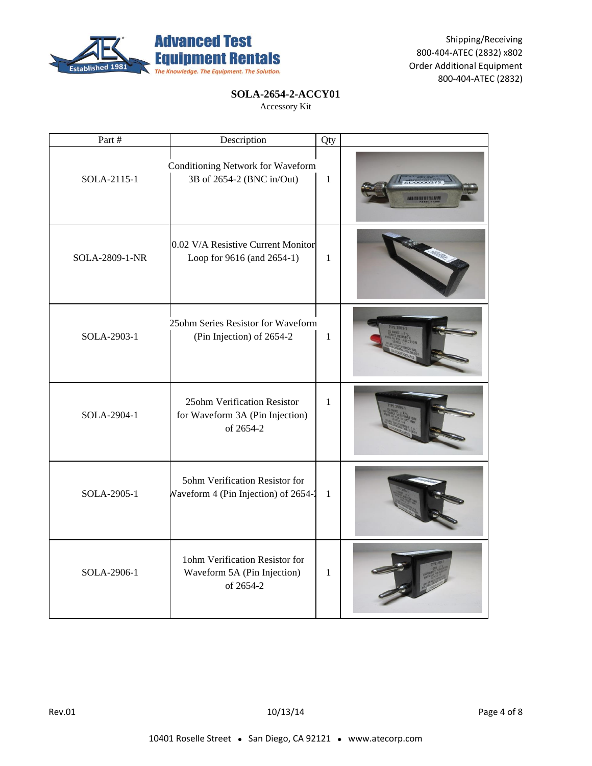Shipping/Receiving
800-404-ATEC (2832) x802
Order Additional Equipment
800-404-ATEC (2832)

## SOLA-2654-2-ACCY01

Accessory Kit

| Part # | Description | Qty | |
|---|---|---|---|
| SOLA-2115-1 | Conditioning Network for Waveform 3B of 2654-2 (BNC in/Out) | 1 | |
| SOLA-2809-1-NR | 0.02 V/A Resistive Current Monitor Loop for 9616 (and 2654-1) | 1 | |
| SOLA-2903-1 | 25ohm Series Resistor for Waveform (Pin Injection) of 2654-2 | 1 | |
| SOLA-2904-1 | 25ohm Verification Resistor for Waveform 3A (Pin Injection) of 2654-2 | 1 | |
| SOLA-2905-1 | 5ohm Verification Resistor for Waveform 4 (Pin Injection) of 2654-2 | 1 | |
| SOLA-2906-1 | 1ohm Verification Resistor for Waveform 5A (Pin Injection) of 2654-2 | 1 | |

Rev.01 10/13/14

10401 Roselle Street • San Diego, CA 92121 • www.atecorp.com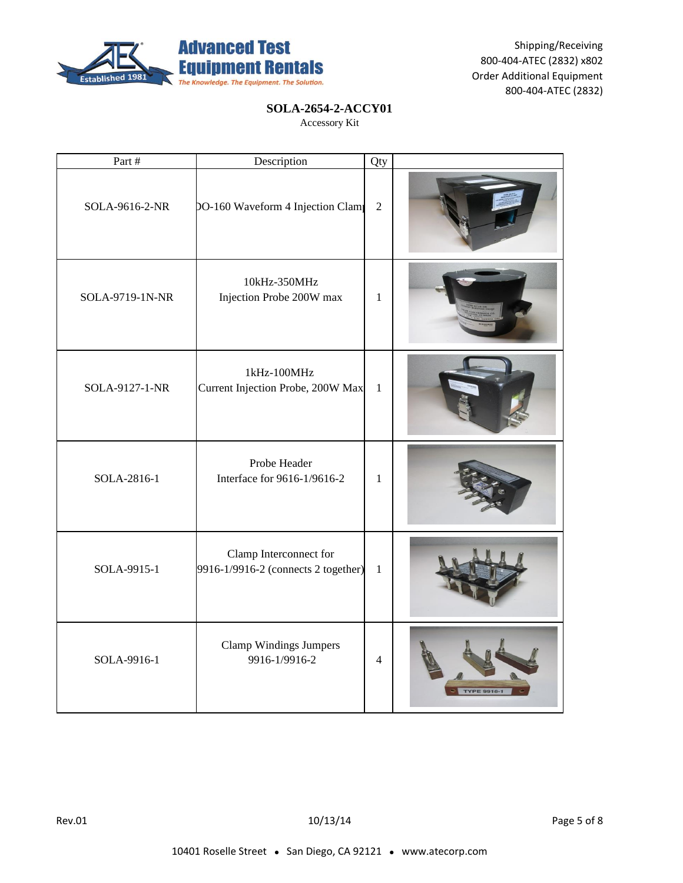**SOLA-2654-2-ACCY01**

Accessory Kit

| Part # | Description | Qty | |
|---|---|---|---|
| SOLA-9616-2-NR | DO-160 Waveform 4 Injection Clamp | 2 | |
| SOLA-9719-1N-NR | 10kHz-350MHz Injection Probe 200W max | 1 | |
| SOLA-9127-1-NR | 1kHz-100MHz Current Injection Probe, 200W Max | 1 | |
| SOLA-2816-1 | Probe Header Interface for 9616-1/9616-2 | 1 | |
| SOLA-9915-1 | Clamp Interconnect for 9916-1/9916-2 (connects 2 together) | 1 | |
| SOLA-9916-1 | Clamp Windings Jumpers 9916-1/9916-2 | 4 | |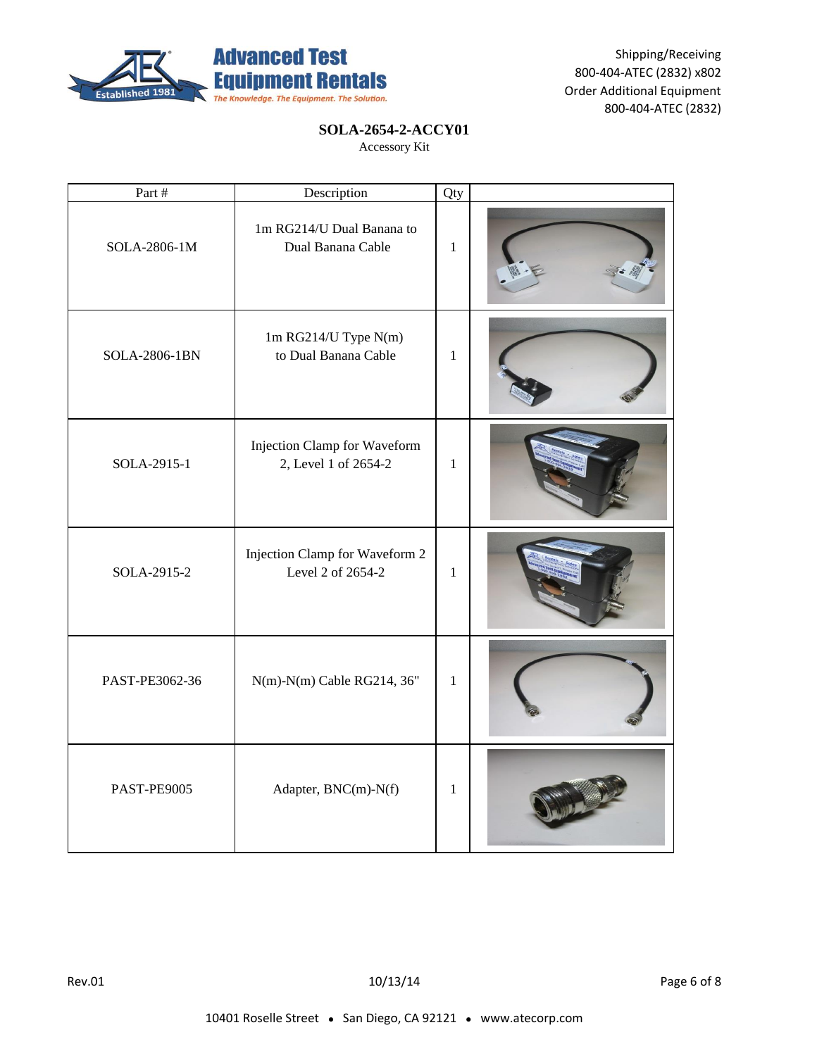Shipping/Receiving
800-404-ATEC (2832) x802
Order Additional Equipment
800-404-ATEC (2832)

**SOLA-2654-2-ACCY01**

Accessory Kit

| Part # | Description | Qty | |
|---|---|---|---|
| SOLA-2806-1M | 1m RG214/U Dual Banana to Dual Banana Cable | 1 | |
| SOLA-2806-1BN | 1m RG214/U Type N(m) to Dual Banana Cable | 1 | |
| SOLA-2915-1 | Injection Clamp for Waveform 2, Level 1 of 2654-2 | 1 | |
| SOLA-2915-2 | Injection Clamp for Waveform 2 Level 2 of 2654-2 | 1 | |
| PAST-PE3062-36 | N(m)-N(m) Cable RG214, 36" | 1 | |
| PAST-PE9005 | Adapter, BNC(m)-N(f) | 1 | |

Rev.01 10/13/14

10401 Roselle Street • San Diego, CA 92121 • www.atecorp.com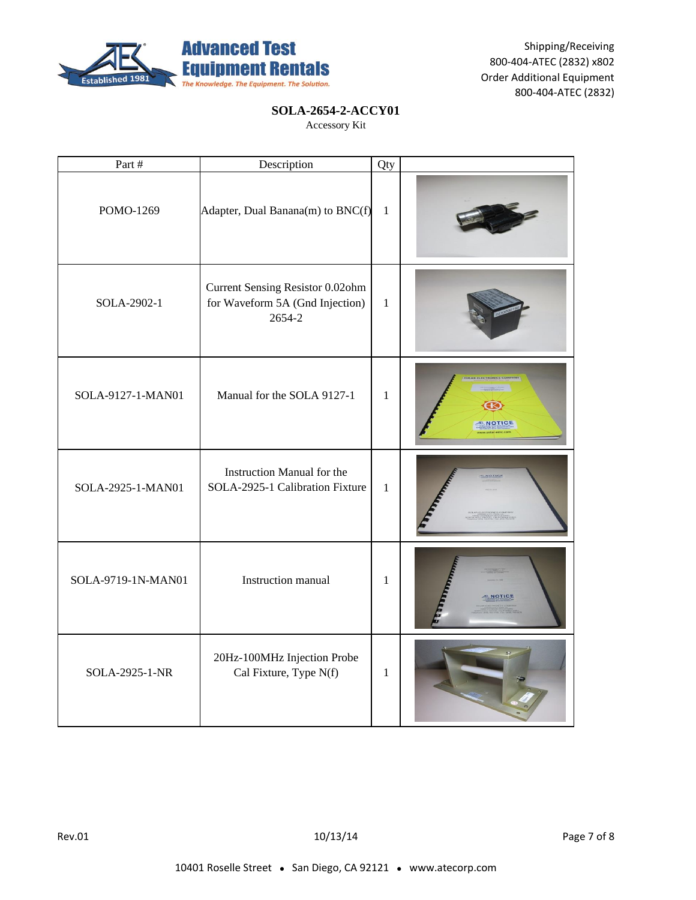**SOLA-2654-2-ACCY01**

Accessory Kit

| Part # | Description | Qty | |
|---|---|---|---|
| POMO-1269 | Adapter, Dual Banana(m) to BNC(f) | 1 | |
| SOLA-2902-1 | Current Sensing Resistor 0.02ohm for Waveform 5A (Gnd Injection) 2654-2 | 1 | |
| SOLA-9127-1-MAN01 | Manual for the SOLA 9127-1 | 1 | |
| SOLA-2925-1-MAN01 | Instruction Manual for the SOLA-2925-1 Calibration Fixture | 1 | |
| SOLA-9719-1N-MAN01 | Instruction manual | 1 | |
| SOLA-2925-1-NR | 20Hz-100MHz Injection Probe Cal Fixture, Type N(f) | 1 | |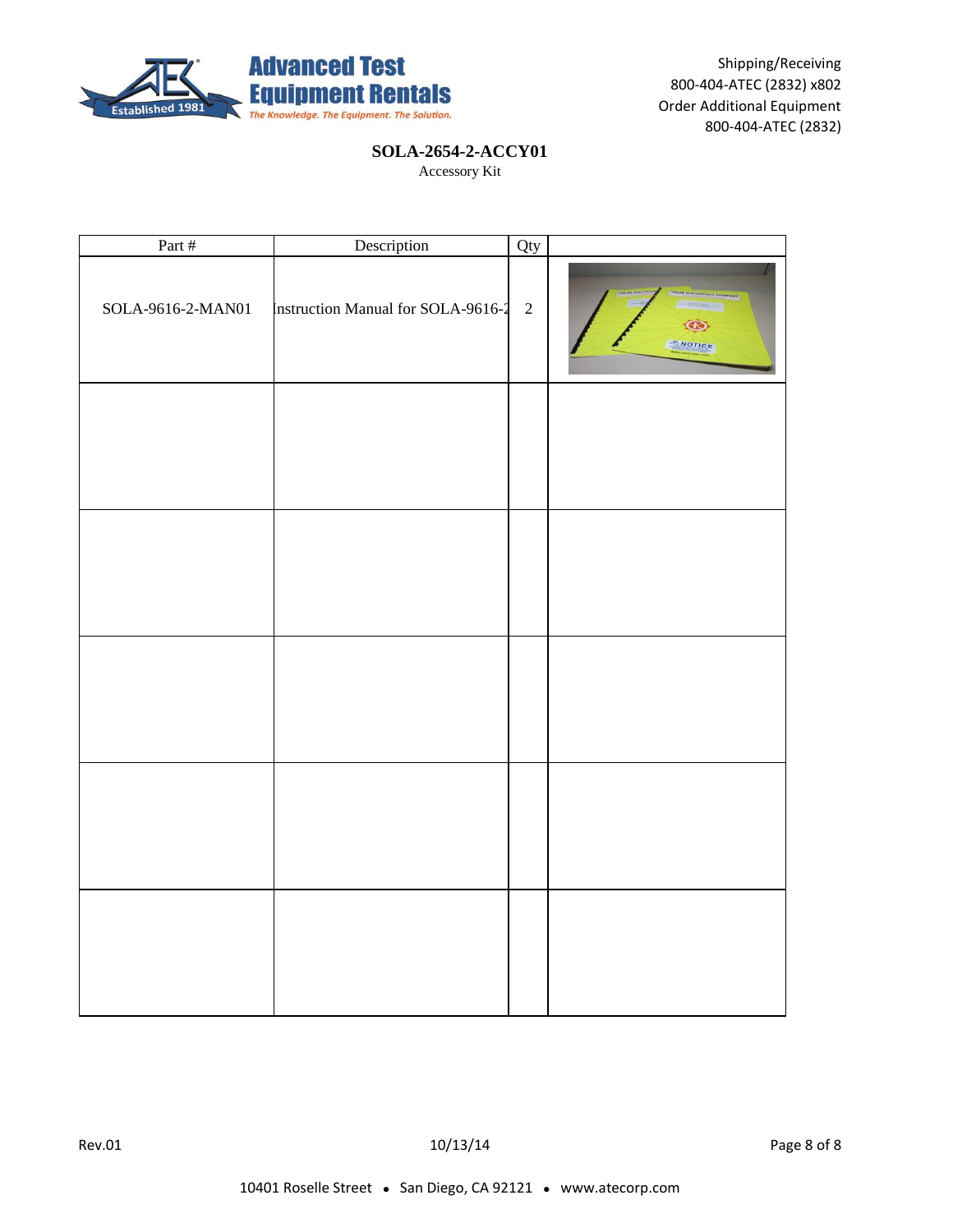**SOLA-2654-2-ACCY01**

Accessory Kit

| Part # | Description | Qty | |
|---|---|---|---|
| SOLA-9616-2-MAN01 | Instruction Manual for SOLA-9616-2 | 2 | |
| | | | |
| | | | |
| | | | |
| | | | |
| | | | |

Rev.01 10/13/14